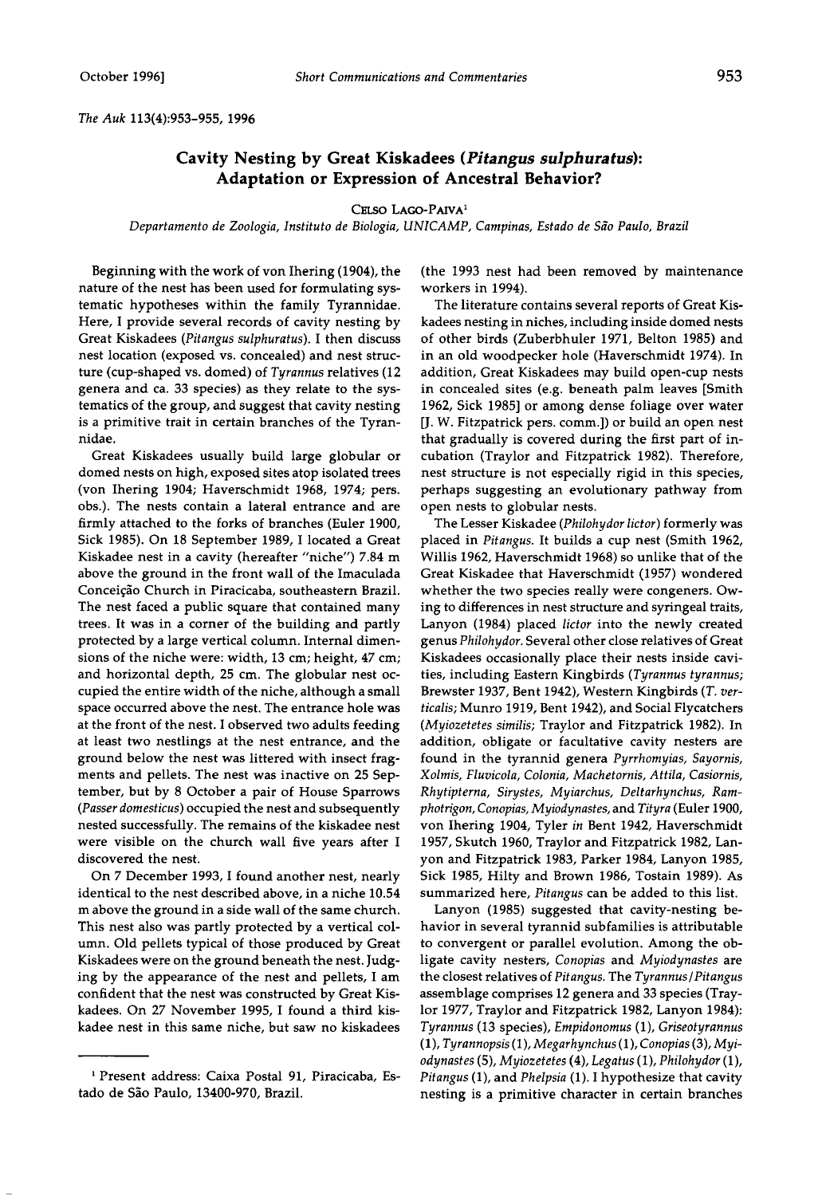# Cavity Nesting by Great Kiskadees (*Pitangus sulphuratus*): Adaptation or Expression of Ancestral Behavior?

Celso Lago-Paiva[1]

*Departamento de Zoologia, Instituto de Biologia, UNICAMP, Campinas, Estado de São Paulo, Brazil*

Beginning with the work of von Ihering (1904), the nature of the nest has been used for formulating systematic hypotheses within the family Tyrannidae. Here, I provide several records of cavity nesting by Great Kiskadees (*Pitangus sulphuratus*). I then discuss nest location (exposed vs. concealed) and nest structure (cup-shaped vs. domed) of *Tyrannus* relatives (12 genera and ca. 33 species) as they relate to the systematics of the group, and suggest that cavity nesting is a primitive trait in certain branches of the Tyrannidae.

Great Kiskadees usually build large globular or domed nests on high, exposed sites atop isolated trees (von Ihering 1904; Haverschmidt 1968, 1974; pers. obs.). The nests contain a lateral entrance and are firmly attached to the forks of branches (Euler 1900, Sick 1985). On 18 September 1989, I located a Great Kiskadee nest in a cavity (hereafter "niche") 7.84 m above the ground in the front wall of the Imaculada Conceição Church in Piracicaba, southeastern Brazil. The nest faced a public square that contained many trees. It was in a corner of the building and partly protected by a large vertical column. Internal dimensions of the niche were: width, 13 cm; height, 47 cm; and horizontal depth, 25 cm. The globular nest occupied the entire width of the niche, although a small space occurred above the nest. The entrance hole was at the front of the nest. I observed two adults feeding at least two nestlings at the nest entrance, and the ground below the nest was littered with insect fragments and pellets. The nest was inactive on 25 September, but by 8 October a pair of House Sparrows (*Passer domesticus*) occupied the nest and subsequently nested successfully. The remains of the kiskadee nest were visible on the church wall five years after I discovered the nest.

On 7 December 1993, I found another nest, nearly identical to the nest described above, in a niche 10.54 m above the ground in a side wall of the same church. This nest also was partly protected by a vertical column. Old pellets typical of those produced by Great Kiskadees were on the ground beneath the nest. Judging by the appearance of the nest and pellets, I am confident that the nest was constructed by Great Kiskadees. On 27 November 1995, I found a third kiskadee nest in this same niche, but saw no kiskadees (the 1993 nest had been removed by maintenance workers in 1994).

The literature contains several reports of Great Kiskadees nesting in niches, including inside domed nests of other birds (Zuberbhuler 1971, Belton 1985) and in an old woodpecker hole (Haverschmidt 1974). In addition, Great Kiskadees may build open-cup nests in concealed sites (e.g. beneath palm leaves [Smith 1962, Sick 1985] or among dense foliage over water [J. W. Fitzpatrick pers. comm.]) or build an open nest that gradually is covered during the first part of incubation (Traylor and Fitzpatrick 1982). Therefore, nest structure is not especially rigid in this species, perhaps suggesting an evolutionary pathway from open nests to globular nests.

The Lesser Kiskadee (*Philohydor lictor*) formerly was placed in *Pitangus*. It builds a cup nest (Smith 1962, Willis 1962, Haverschmidt 1968) so unlike that of the Great Kiskadee that Haverschmidt (1957) wondered whether the two species really were congeners. Owing to differences in nest structure and syringeal traits, Lanyon (1984) placed *lictor* into the newly created genus *Philohydor*. Several other close relatives of Great Kiskadees occasionally place their nests inside cavities, including Eastern Kingbirds (*Tyrannus tyrannus*; Brewster 1937, Bent 1942), Western Kingbirds (*T. verticalis*; Munro 1919, Bent 1942), and Social Flycatchers (*Myiozetetes similis*; Traylor and Fitzpatrick 1982). In addition, obligate or facultative cavity nesters are found in the tyrannid genera *Pyrrhomyias, Sayornis, Xolmis, Fluvicola, Colonia, Machetornis, Attila, Casiornis, Rhytipterna, Sirystes, Myiarchus, Deltarhynchus, Ramphotrigon, Conopias, Myiodynastes,* and *Tityra* (Euler 1900, von Ihering 1904, Tyler *in* Bent 1942, Haverschmidt 1957, Skutch 1960, Traylor and Fitzpatrick 1982, Lanyon and Fitzpatrick 1983, Parker 1984, Lanyon 1985, Sick 1985, Hilty and Brown 1986, Tostain 1989). As summarized here, *Pitangus* can be added to this list.

Lanyon (1985) suggested that cavity-nesting behavior in several tyrannid subfamilies is attributable to convergent or parallel evolution. Among the obligate cavity nesters, *Conopias* and *Myiodynastes* are the closest relatives of *Pitangus*. The *Tyrannus*/*Pitangus* assemblage comprises 12 genera and 33 species (Traylor 1977, Traylor and Fitzpatrick 1982, Lanyon 1984): *Tyrannus* (13 species), *Empidonomus* (1), *Griseotyrannus* (1), *Tyrannopsis* (1), *Megarhynchus* (1), *Conopias* (3), *Myiodynastes* (5), *Myiozetetes* (4), *Legatus* (1), *Philohydor* (1), *Pitangus* (1), and *Phelpsia* (1). I hypothesize that cavity nesting is a primitive character in certain branches

[1] Present address: Caixa Postal 91, Piracicaba, Estado de São Paulo, 13400-970, Brazil.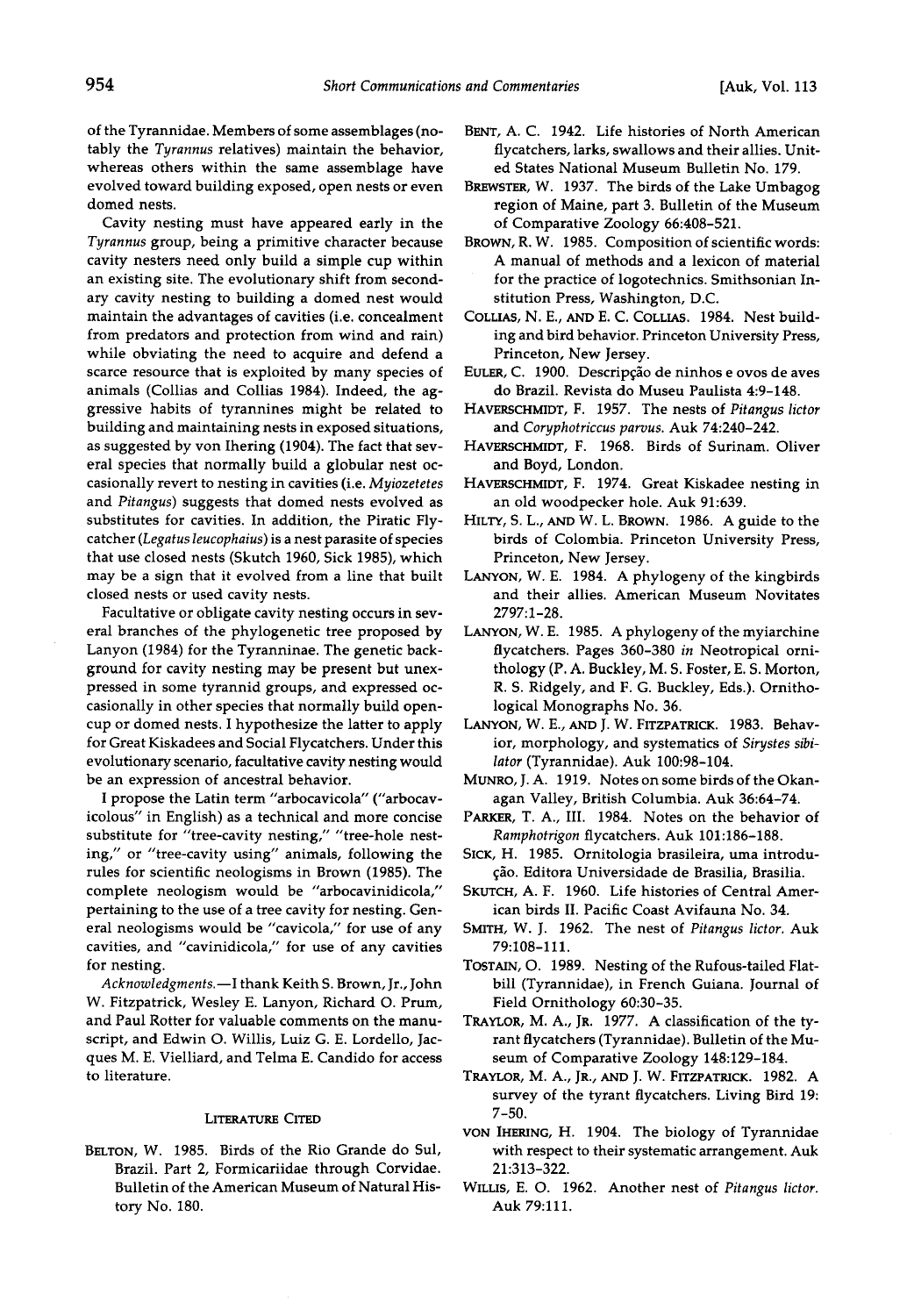of the Tyrannidae. Members of some assemblages (notably the *Tyrannus* relatives) maintain the behavior, whereas others within the same assemblage have evolved toward building exposed, open nests or even domed nests.

Cavity nesting must have appeared early in the *Tyrannus* group, being a primitive character because cavity nesters need only build a simple cup within an existing site. The evolutionary shift from secondary cavity nesting to building a domed nest would maintain the advantages of cavities (i.e. concealment from predators and protection from wind and rain) while obviating the need to acquire and defend a scarce resource that is exploited by many species of animals (Collias and Collias 1984). Indeed, the aggressive habits of tyrannines might be related to building and maintaining nests in exposed situations, as suggested by von Ihering (1904). The fact that several species that normally build a globular nest occasionally revert to nesting in cavities (i.e. *Myiozetetes* and *Pitangus*) suggests that domed nests evolved as substitutes for cavities. In addition, the Piratic Flycatcher (*Legatus leucophaius*) is a nest parasite of species that use closed nests (Skutch 1960, Sick 1985), which may be a sign that it evolved from a line that built closed nests or used cavity nests.

Facultative or obligate cavity nesting occurs in several branches of the phylogenetic tree proposed by Lanyon (1984) for the Tyranninae. The genetic background for cavity nesting may be present but unexpressed in some tyrannid groups, and expressed occasionally in other species that normally build open-cup or domed nests. I hypothesize the latter to apply for Great Kiskadees and Social Flycatchers. Under this evolutionary scenario, facultative cavity nesting would be an expression of ancestral behavior.

I propose the Latin term "arbocavicola" ("arbocavicolous" in English) as a technical and more concise substitute for "tree-cavity nesting," "tree-hole nesting," or "tree-cavity using" animals, following the rules for scientific neologisms in Brown (1985). The complete neologism would be "arbocavinidicola," pertaining to the use of a tree cavity for nesting. General neologisms would be "cavicola," for use of any cavities, and "cavinidicola," for use of any cavities for nesting.

*Acknowledgments.*—I thank Keith S. Brown, Jr., John W. Fitzpatrick, Wesley E. Lanyon, Richard O. Prum, and Paul Rotter for valuable comments on the manuscript, and Edwin O. Willis, Luiz G. E. Lordello, Jacques M. E. Vielliard, and Telma E. Candido for access to literature.

## Literature Cited

Belton, W. 1985. Birds of the Rio Grande do Sul, Brazil. Part 2, Formicariidae through Corvidae. Bulletin of the American Museum of Natural History No. 180.

Bent, A. C. 1942. Life histories of North American flycatchers, larks, swallows and their allies. United States National Museum Bulletin No. 179.

Brewster, W. 1937. The birds of the Lake Umbagog region of Maine, part 3. Bulletin of the Museum of Comparative Zoology 66:408–521.

Brown, R. W. 1985. Composition of scientific words: A manual of methods and a lexicon of material for the practice of logotechnics. Smithsonian Institution Press, Washington, D.C.

Collias, N. E., and E. C. Collias. 1984. Nest building and bird behavior. Princeton University Press, Princeton, New Jersey.

Euler, C. 1900. Descripção de ninhos e ovos de aves do Brazil. Revista do Museu Paulista 4:9–148.

Haverschmidt, F. 1957. The nests of *Pitangus lictor* and *Coryphotriccus parvus*. Auk 74:240–242.

Haverschmidt, F. 1968. Birds of Surinam. Oliver and Boyd, London.

Haverschmidt, F. 1974. Great Kiskadee nesting in an old woodpecker hole. Auk 91:639.

Hilty, S. L., and W. L. Brown. 1986. A guide to the birds of Colombia. Princeton University Press, Princeton, New Jersey.

Lanyon, W. E. 1984. A phylogeny of the kingbirds and their allies. American Museum Novitates 2797:1–28.

Lanyon, W. E. 1985. A phylogeny of the myiarchine flycatchers. Pages 360–380 *in* Neotropical ornithology (P. A. Buckley, M. S. Foster, E. S. Morton, R. S. Ridgely, and F. G. Buckley, Eds.). Ornithological Monographs No. 36.

Lanyon, W. E., and J. W. Fitzpatrick. 1983. Behavior, morphology, and systematics of *Sirystes sibilator* (Tyrannidae). Auk 100:98–104.

Munro, J. A. 1919. Notes on some birds of the Okanagan Valley, British Columbia. Auk 36:64–74.

Parker, T. A., III. 1984. Notes on the behavior of *Ramphotrigon* flycatchers. Auk 101:186–188.

Sick, H. 1985. Ornitologia brasileira, uma introdução. Editora Universidade de Brasilia, Brasilia.

Skutch, A. F. 1960. Life histories of Central American birds II. Pacific Coast Avifauna No. 34.

Smith, W. J. 1962. The nest of *Pitangus lictor*. Auk 79:108–111.

Tostain, O. 1989. Nesting of the Rufous-tailed Flatbill (Tyrannidae), in French Guiana. Journal of Field Ornithology 60:30–35.

Traylor, M. A., Jr. 1977. A classification of the tyrant flycatchers (Tyrannidae). Bulletin of the Museum of Comparative Zoology 148:129–184.

Traylor, M. A., Jr., and J. W. Fitzpatrick. 1982. A survey of the tyrant flycatchers. Living Bird 19: 7–50.

von Ihering, H. 1904. The biology of Tyrannidae with respect to their systematic arrangement. Auk 21:313–322.

Willis, E. O. 1962. Another nest of *Pitangus lictor*. Auk 79:111.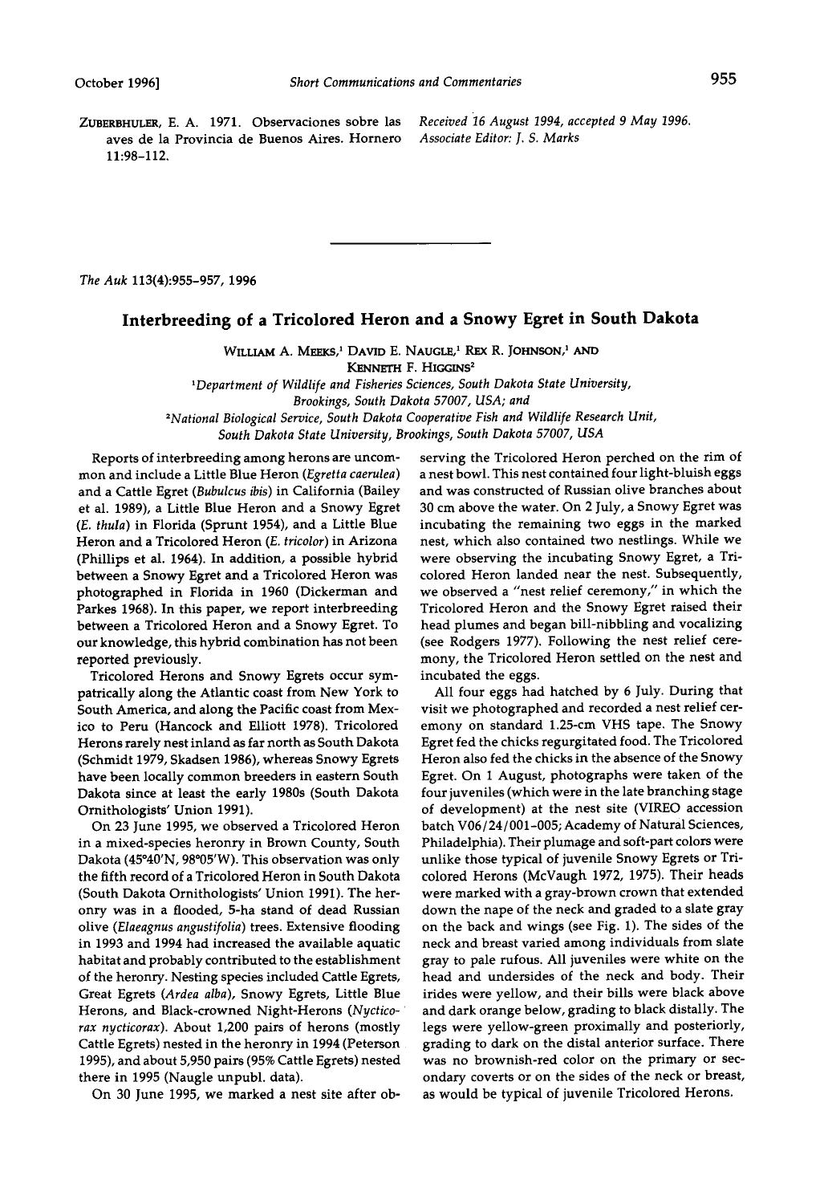ZUBERBHULER, E. A. 1971. Observaciones sobre las aves de la Provincia de Buenos Aires. Hornero 11:98–112.

*Received 16 August 1994, accepted 9 May 1996.*
*Associate Editor: J. S. Marks*

---

*The Auk* 113(4):955–957, 1996

## Interbreeding of a Tricolored Heron and a Snowy Egret in South Dakota

WILLIAM A. MEEKS,[1] DAVID E. NAUGLE,[1] REX R. JOHNSON,[1] AND KENNETH F. HIGGINS[2]

[1]*Department of Wildlife and Fisheries Sciences, South Dakota State University, Brookings, South Dakota 57007, USA; and*
[2]*National Biological Service, South Dakota Cooperative Fish and Wildlife Research Unit, South Dakota State University, Brookings, South Dakota 57007, USA*

Reports of interbreeding among herons are uncommon and include a Little Blue Heron (*Egretta caerulea*) and a Cattle Egret (*Bubulcus ibis*) in California (Bailey et al. 1989), a Little Blue Heron and a Snowy Egret (*E. thula*) in Florida (Sprunt 1954), and a Little Blue Heron and a Tricolored Heron (*E. tricolor*) in Arizona (Phillips et al. 1964). In addition, a possible hybrid between a Snowy Egret and a Tricolored Heron was photographed in Florida in 1960 (Dickerman and Parkes 1968). In this paper, we report interbreeding between a Tricolored Heron and a Snowy Egret. To our knowledge, this hybrid combination has not been reported previously.

Tricolored Herons and Snowy Egrets occur sympatrically along the Atlantic coast from New York to South America, and along the Pacific coast from Mexico to Peru (Hancock and Elliott 1978). Tricolored Herons rarely nest inland as far north as South Dakota (Schmidt 1979, Skadsen 1986), whereas Snowy Egrets have been locally common breeders in eastern South Dakota since at least the early 1980s (South Dakota Ornithologists' Union 1991).

On 23 June 1995, we observed a Tricolored Heron in a mixed-species heronry in Brown County, South Dakota (45°40'N, 98°05'W). This observation was only the fifth record of a Tricolored Heron in South Dakota (South Dakota Ornithologists' Union 1991). The heronry was in a flooded, 5-ha stand of dead Russian olive (*Elaeagnus angustifolia*) trees. Extensive flooding in 1993 and 1994 had increased the available aquatic habitat and probably contributed to the establishment of the heronry. Nesting species included Cattle Egrets, Great Egrets (*Ardea alba*), Snowy Egrets, Little Blue Herons, and Black-crowned Night-Herons (*Nycticorax nycticorax*). About 1,200 pairs of herons (mostly Cattle Egrets) nested in the heronry in 1994 (Peterson 1995), and about 5,950 pairs (95% Cattle Egrets) nested there in 1995 (Naugle unpubl. data).

On 30 June 1995, we marked a nest site after observing the Tricolored Heron perched on the rim of a nest bowl. This nest contained four light-bluish eggs and was constructed of Russian olive branches about 30 cm above the water. On 2 July, a Snowy Egret was incubating the remaining two eggs in the marked nest, which also contained two nestlings. While we were observing the incubating Snowy Egret, a Tricolored Heron landed near the nest. Subsequently, we observed a "nest relief ceremony," in which the Tricolored Heron and the Snowy Egret raised their head plumes and began bill-nibbling and vocalizing (see Rodgers 1977). Following the nest relief ceremony, the Tricolored Heron settled on the nest and incubated the eggs.

All four eggs had hatched by 6 July. During that visit we photographed and recorded a nest relief ceremony on standard 1.25-cm VHS tape. The Snowy Egret fed the chicks regurgitated food. The Tricolored Heron also fed the chicks in the absence of the Snowy Egret. On 1 August, photographs were taken of the four juveniles (which were in the late branching stage of development) at the nest site (VIREO accession batch V06/24/001-005; Academy of Natural Sciences, Philadelphia). Their plumage and soft-part colors were unlike those typical of juvenile Snowy Egrets or Tricolored Herons (McVaugh 1972, 1975). Their heads were marked with a gray-brown crown that extended down the nape of the neck and graded to a slate gray on the back and wings (see Fig. 1). The sides of the neck and breast varied among individuals from slate gray to pale rufous. All juveniles were white on the head and undersides of the neck and body. Their irides were yellow, and their bills were black above and dark orange below, grading to black distally. The legs were yellow-green proximally and posteriorly, grading to dark on the distal anterior surface. There was no brownish-red color on the primary or secondary coverts or on the sides of the neck or breast, as would be typical of juvenile Tricolored Herons.